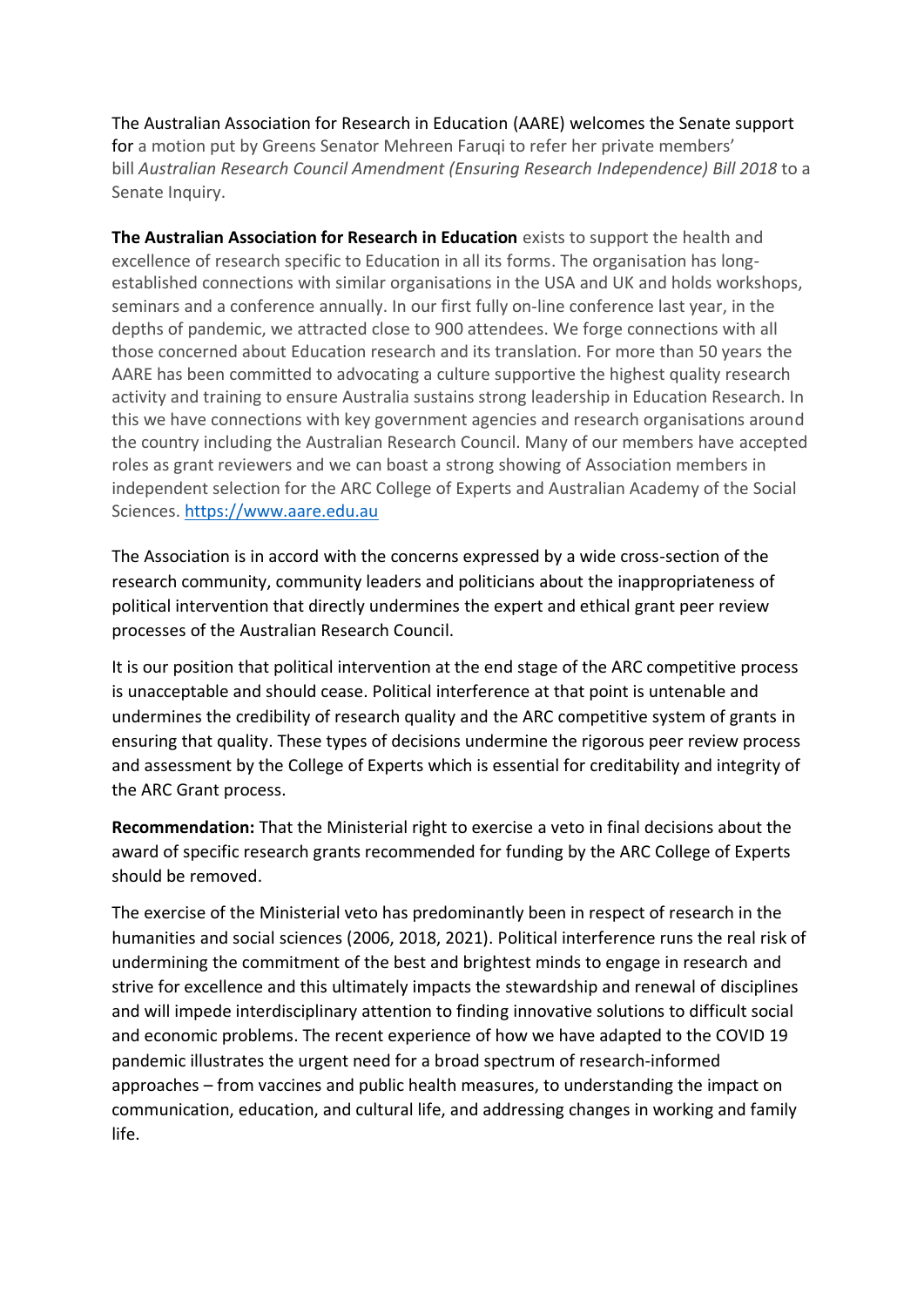The Australian Association for Research in Education (AARE) welcomes the Senate support for a motion put by Greens Senator Mehreen Faruqi to refer her private members' bill *Australian Research Council Amendment (Ensuring Research Independence) Bill 2018* to a Senate Inquiry.

**The Australian Association for Research in Education** exists to support the health and excellence of research specific to Education in all its forms. The organisation has long-established connections with similar organisations in the USA and UK and holds workshops, seminars and a conference annually. In our first fully on-line conference last year, in the depths of pandemic, we attracted close to 900 attendees. We forge connections with all those concerned about Education research and its translation. For more than 50 years the AARE has been committed to advocating a culture supportive the highest quality research activity and training to ensure Australia sustains strong leadership in Education Research. In this we have connections with key government agencies and research organisations around the country including the Australian Research Council. Many of our members have accepted roles as grant reviewers and we can boast a strong showing of Association members in independent selection for the ARC College of Experts and Australian Academy of the Social Sciences. https://www.aare.edu.au

The Association is in accord with the concerns expressed by a wide cross-section of the research community, community leaders and politicians about the inappropriateness of political intervention that directly undermines the expert and ethical grant peer review processes of the Australian Research Council.

It is our position that political intervention at the end stage of the ARC competitive process is unacceptable and should cease. Political interference at that point is untenable and undermines the credibility of research quality and the ARC competitive system of grants in ensuring that quality. These types of decisions undermine the rigorous peer review process and assessment by the College of Experts which is essential for creditability and integrity of the ARC Grant process.

**Recommendation:** That the Ministerial right to exercise a veto in final decisions about the award of specific research grants recommended for funding by the ARC College of Experts should be removed.

The exercise of the Ministerial veto has predominantly been in respect of research in the humanities and social sciences (2006, 2018, 2021). Political interference runs the real risk of undermining the commitment of the best and brightest minds to engage in research and strive for excellence and this ultimately impacts the stewardship and renewal of disciplines and will impede interdisciplinary attention to finding innovative solutions to difficult social and economic problems. The recent experience of how we have adapted to the COVID 19 pandemic illustrates the urgent need for a broad spectrum of research-informed approaches – from vaccines and public health measures, to understanding the impact on communication, education, and cultural life, and addressing changes in working and family life.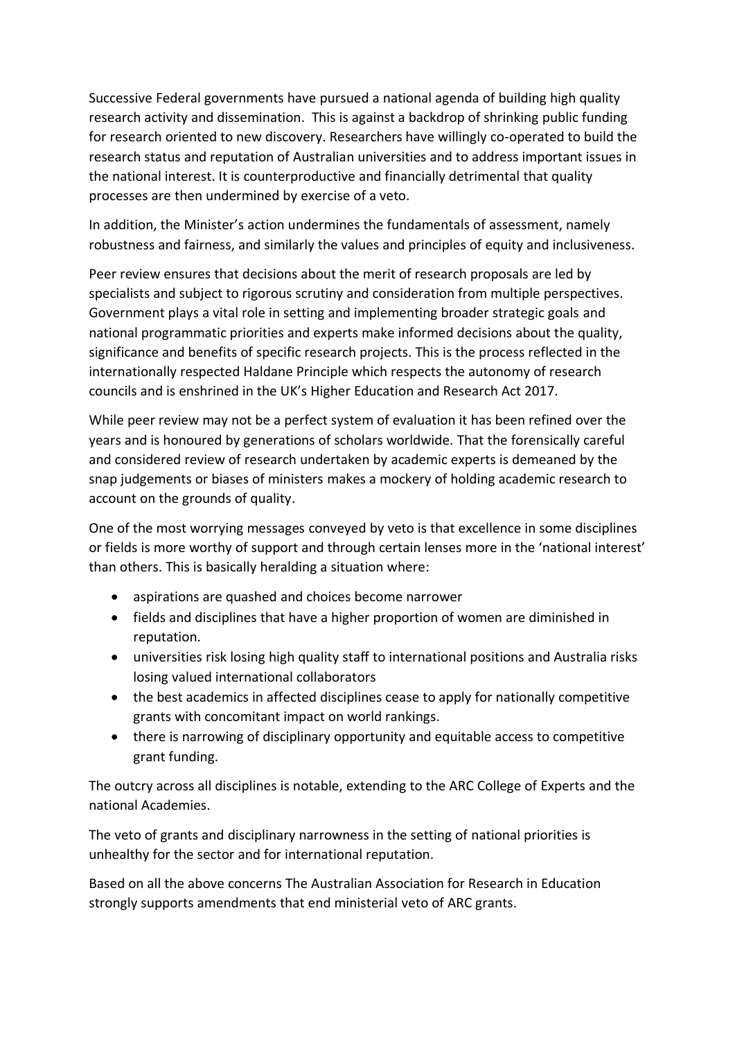Successive Federal governments have pursued a national agenda of building high quality research activity and dissemination. This is against a backdrop of shrinking public funding for research oriented to new discovery. Researchers have willingly co-operated to build the research status and reputation of Australian universities and to address important issues in the national interest. It is counterproductive and financially detrimental that quality processes are then undermined by exercise of a veto.

In addition, the Minister's action undermines the fundamentals of assessment, namely robustness and fairness, and similarly the values and principles of equity and inclusiveness.

Peer review ensures that decisions about the merit of research proposals are led by specialists and subject to rigorous scrutiny and consideration from multiple perspectives. Government plays a vital role in setting and implementing broader strategic goals and national programmatic priorities and experts make informed decisions about the quality, significance and benefits of specific research projects. This is the process reflected in the internationally respected Haldane Principle which respects the autonomy of research councils and is enshrined in the UK's Higher Education and Research Act 2017.

While peer review may not be a perfect system of evaluation it has been refined over the years and is honoured by generations of scholars worldwide. That the forensically careful and considered review of research undertaken by academic experts is demeaned by the snap judgements or biases of ministers makes a mockery of holding academic research to account on the grounds of quality.

One of the most worrying messages conveyed by veto is that excellence in some disciplines or fields is more worthy of support and through certain lenses more in the 'national interest' than others. This is basically heralding a situation where:

- aspirations are quashed and choices become narrower
- fields and disciplines that have a higher proportion of women are diminished in reputation.
- universities risk losing high quality staff to international positions and Australia risks losing valued international collaborators
- the best academics in affected disciplines cease to apply for nationally competitive grants with concomitant impact on world rankings.
- there is narrowing of disciplinary opportunity and equitable access to competitive grant funding.

The outcry across all disciplines is notable, extending to the ARC College of Experts and the national Academies.

The veto of grants and disciplinary narrowness in the setting of national priorities is unhealthy for the sector and for international reputation.

Based on all the above concerns The Australian Association for Research in Education strongly supports amendments that end ministerial veto of ARC grants.